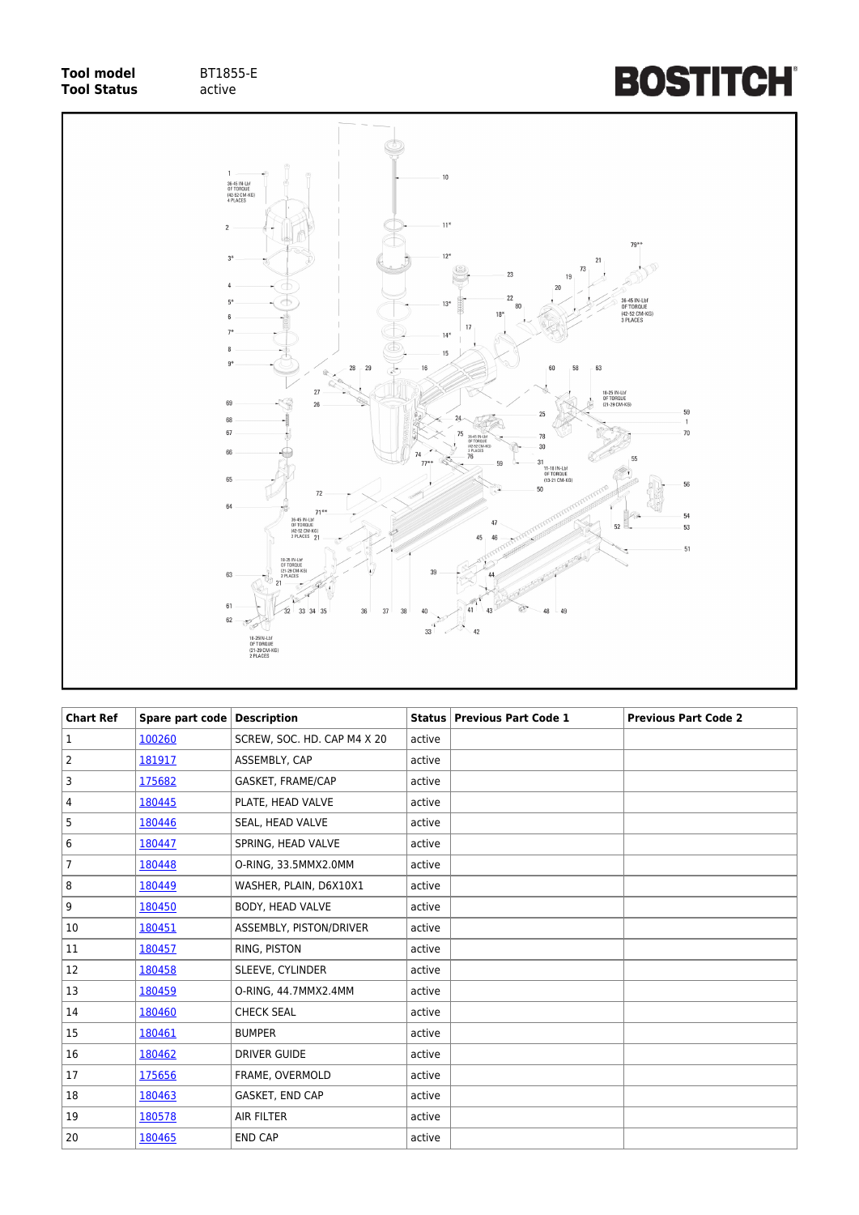**Tool model** BT1855-E
**Tool Status** active

BOSTITCH

| Chart Ref | Spare part code | Description | Status | Previous Part Code 1 | Previous Part Code 2 |
|---|---|---|---|---|---|
| 1 | 100260 | SCREW, SOC. HD. CAP M4 X 20 | active | | |
| 2 | 181917 | ASSEMBLY, CAP | active | | |
| 3 | 175682 | GASKET, FRAME/CAP | active | | |
| 4 | 180445 | PLATE, HEAD VALVE | active | | |
| 5 | 180446 | SEAL, HEAD VALVE | active | | |
| 6 | 180447 | SPRING, HEAD VALVE | active | | |
| 7 | 180448 | O-RING, 33.5MMX2.0MM | active | | |
| 8 | 180449 | WASHER, PLAIN, D6X10X1 | active | | |
| 9 | 180450 | BODY, HEAD VALVE | active | | |
| 10 | 180451 | ASSEMBLY, PISTON/DRIVER | active | | |
| 11 | 180457 | RING, PISTON | active | | |
| 12 | 180458 | SLEEVE, CYLINDER | active | | |
| 13 | 180459 | O-RING, 44.7MMX2.4MM | active | | |
| 14 | 180460 | CHECK SEAL | active | | |
| 15 | 180461 | BUMPER | active | | |
| 16 | 180462 | DRIVER GUIDE | active | | |
| 17 | 175656 | FRAME, OVERMOLD | active | | |
| 18 | 180463 | GASKET, END CAP | active | | |
| 19 | 180578 | AIR FILTER | active | | |
| 20 | 180465 | END CAP | active | | |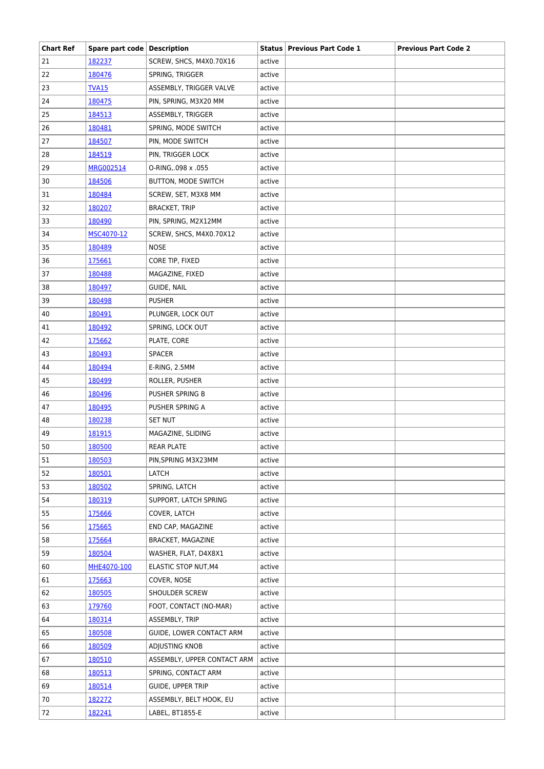| Chart Ref | Spare part code | Description | Status | Previous Part Code 1 | Previous Part Code 2 |
|---|---|---|---|---|---|
| 21 | 182237 | SCREW, SHCS, M4X0.70X16 | active | | |
| 22 | 180476 | SPRING, TRIGGER | active | | |
| 23 | TVA15 | ASSEMBLY, TRIGGER VALVE | active | | |
| 24 | 180475 | PIN, SPRING, M3X20 MM | active | | |
| 25 | 184513 | ASSEMBLY, TRIGGER | active | | |
| 26 | 180481 | SPRING, MODE SWITCH | active | | |
| 27 | 184507 | PIN, MODE SWITCH | active | | |
| 28 | 184519 | PIN, TRIGGER LOCK | active | | |
| 29 | MRG002514 | O-RING,.098 x .055 | active | | |
| 30 | 184506 | BUTTON, MODE SWITCH | active | | |
| 31 | 180484 | SCREW, SET, M3X8 MM | active | | |
| 32 | 180207 | BRACKET, TRIP | active | | |
| 33 | 180490 | PIN, SPRING, M2X12MM | active | | |
| 34 | MSC4070-12 | SCREW, SHCS, M4X0.70X12 | active | | |
| 35 | 180489 | NOSE | active | | |
| 36 | 175661 | CORE TIP, FIXED | active | | |
| 37 | 180488 | MAGAZINE, FIXED | active | | |
| 38 | 180497 | GUIDE, NAIL | active | | |
| 39 | 180498 | PUSHER | active | | |
| 40 | 180491 | PLUNGER, LOCK OUT | active | | |
| 41 | 180492 | SPRING, LOCK OUT | active | | |
| 42 | 175662 | PLATE, CORE | active | | |
| 43 | 180493 | SPACER | active | | |
| 44 | 180494 | E-RING, 2.5MM | active | | |
| 45 | 180499 | ROLLER, PUSHER | active | | |
| 46 | 180496 | PUSHER SPRING B | active | | |
| 47 | 180495 | PUSHER SPRING A | active | | |
| 48 | 180238 | SET NUT | active | | |
| 49 | 181915 | MAGAZINE, SLIDING | active | | |
| 50 | 180500 | REAR PLATE | active | | |
| 51 | 180503 | PIN,SPRING M3X23MM | active | | |
| 52 | 180501 | LATCH | active | | |
| 53 | 180502 | SPRING, LATCH | active | | |
| 54 | 180319 | SUPPORT, LATCH SPRING | active | | |
| 55 | 175666 | COVER, LATCH | active | | |
| 56 | 175665 | END CAP, MAGAZINE | active | | |
| 58 | 175664 | BRACKET, MAGAZINE | active | | |
| 59 | 180504 | WASHER, FLAT, D4X8X1 | active | | |
| 60 | MHE4070-100 | ELASTIC STOP NUT,M4 | active | | |
| 61 | 175663 | COVER, NOSE | active | | |
| 62 | 180505 | SHOULDER SCREW | active | | |
| 63 | 179760 | FOOT, CONTACT (NO-MAR) | active | | |
| 64 | 180314 | ASSEMBLY, TRIP | active | | |
| 65 | 180508 | GUIDE, LOWER CONTACT ARM | active | | |
| 66 | 180509 | ADJUSTING KNOB | active | | |
| 67 | 180510 | ASSEMBLY, UPPER CONTACT ARM | active | | |
| 68 | 180513 | SPRING, CONTACT ARM | active | | |
| 69 | 180514 | GUIDE, UPPER TRIP | active | | |
| 70 | 182272 | ASSEMBLY, BELT HOOK, EU | active | | |
| 72 | 182241 | LABEL, BT1855-E | active | | |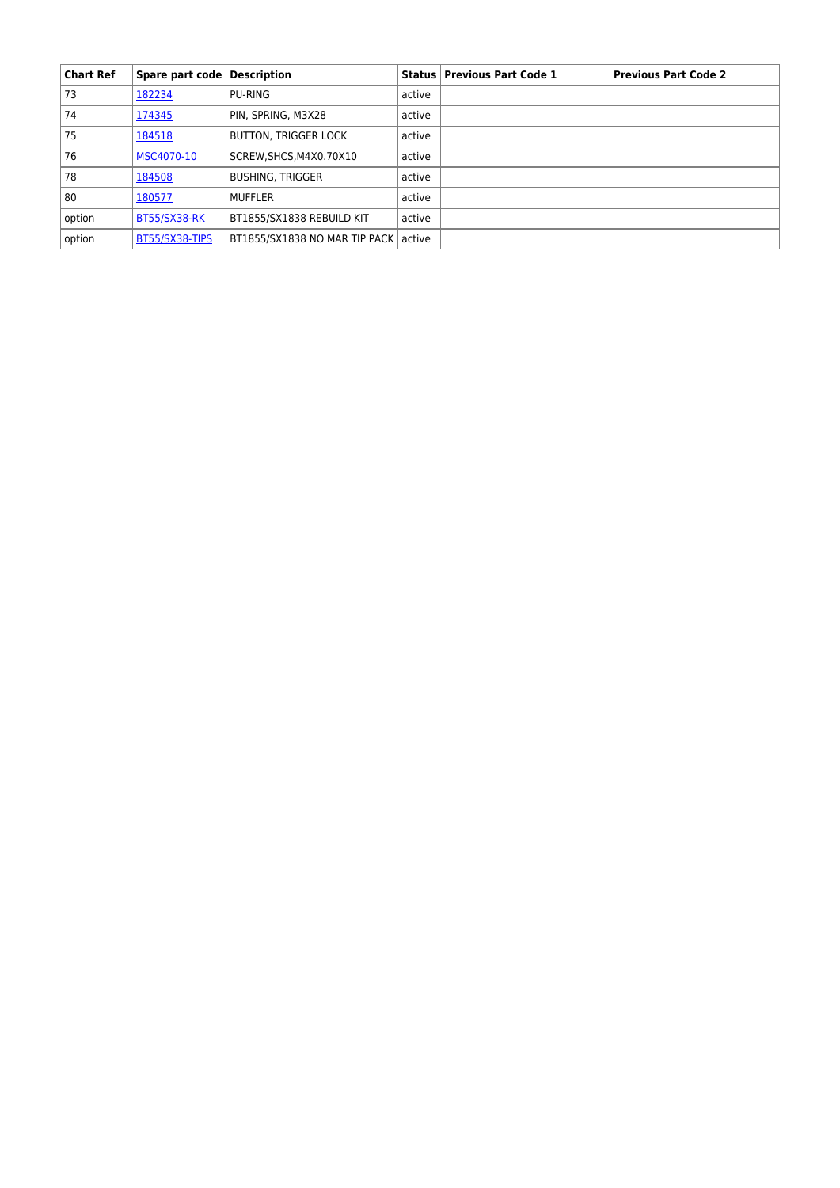| Chart Ref | Spare part code | Description | Status | Previous Part Code 1 | Previous Part Code 2 |
|---|---|---|---|---|---|
| 73 | 182234 | PU-RING | active | | |
| 74 | 174345 | PIN, SPRING, M3X28 | active | | |
| 75 | 184518 | BUTTON, TRIGGER LOCK | active | | |
| 76 | MSC4070-10 | SCREW,SHCS,M4X0.70X10 | active | | |
| 78 | 184508 | BUSHING, TRIGGER | active | | |
| 80 | 180577 | MUFFLER | active | | |
| option | BT55/SX38-RK | BT1855/SX1838 REBUILD KIT | active | | |
| option | BT55/SX38-TIPS | BT1855/SX1838 NO MAR TIP PACK | active | | |